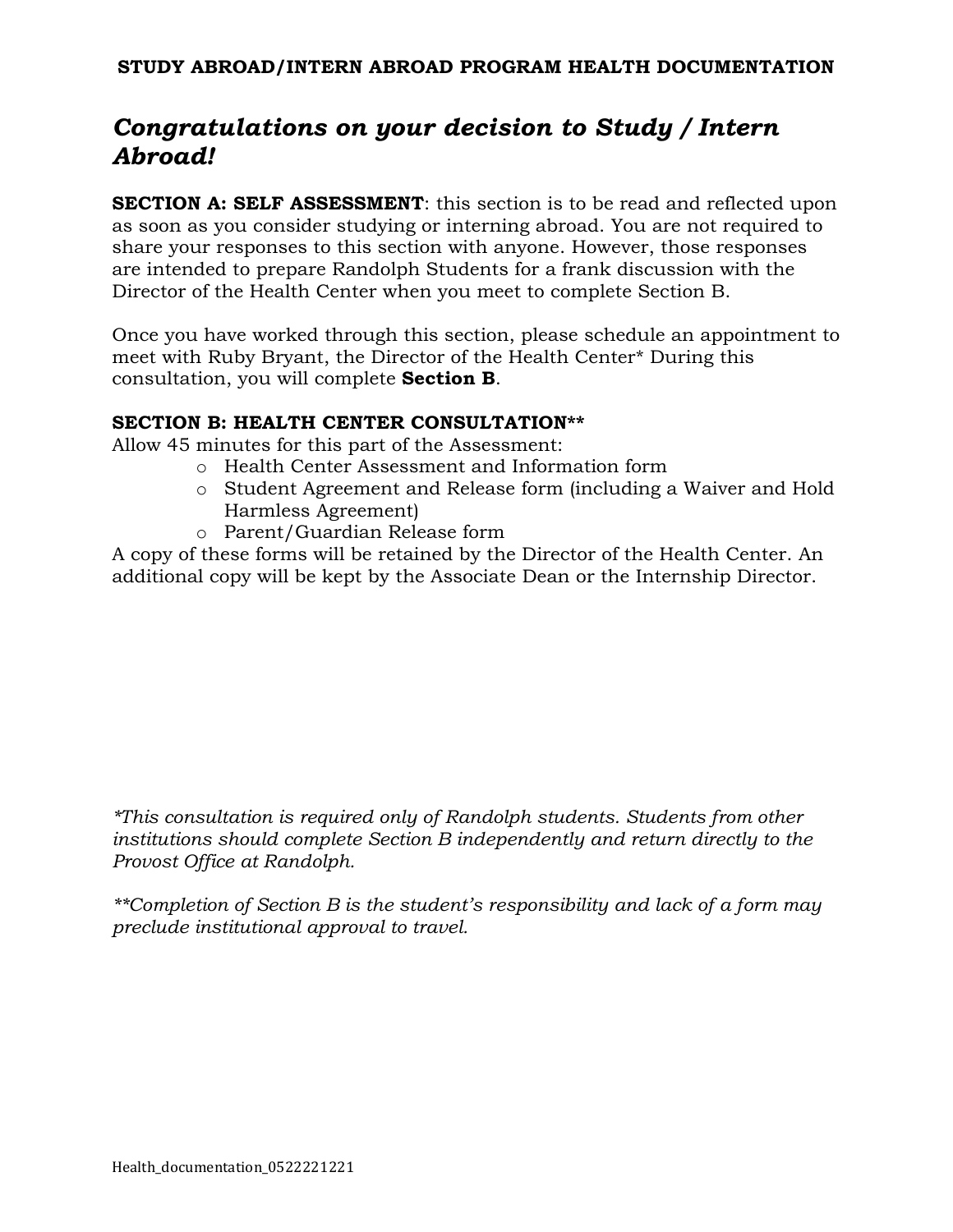# STUDY ABROAD/INTERN ABROAD PROGRAM HEALTH DOCUMENTATION

## *Congratulations on your decision to Study / Intern Abroad!*

**SECTION A: SELF ASSESSMENT**: this section is to be read and reflected upon as soon as you consider studying or interning abroad. You are not required to share your responses to this section with anyone. However, those responses are intended to prepare Randolph Students for a frank discussion with the Director of the Health Center when you meet to complete Section B.

Once you have worked through this section, please schedule an appointment to meet with Ruby Bryant, the Director of the Health Center* During this consultation, you will complete **Section B**.

**SECTION B: HEALTH CENTER CONSULTATION****

Allow 45 minutes for this part of the Assessment:

- Health Center Assessment and Information form
- Student Agreement and Release form (including a Waiver and Hold Harmless Agreement)
- Parent/Guardian Release form

A copy of these forms will be retained by the Director of the Health Center. An additional copy will be kept by the Associate Dean or the Internship Director.

*\*This consultation is required only of Randolph students. Students from other institutions should complete Section B independently and return directly to the Provost Office at Randolph.*

*\*\*Completion of Section B is the student's responsibility and lack of a form may preclude institutional approval to travel.*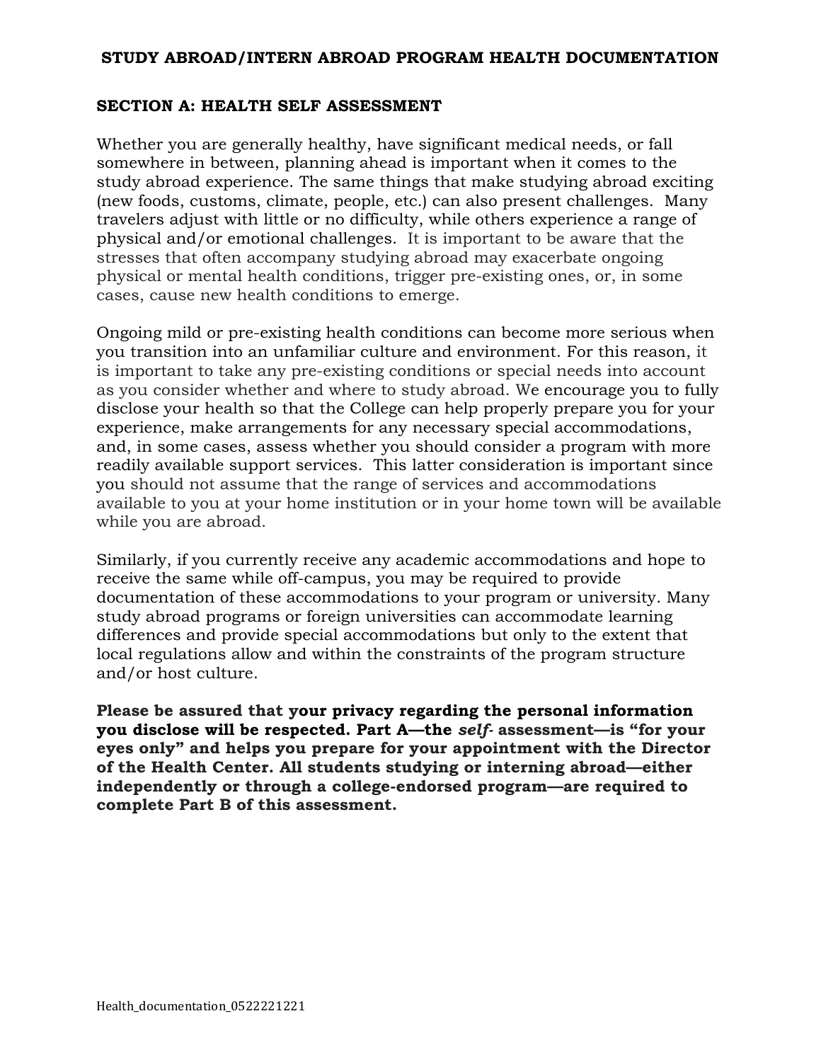## STUDY ABROAD/INTERN ABROAD PROGRAM HEALTH DOCUMENTATION

### SECTION A: HEALTH SELF ASSESSMENT

Whether you are generally healthy, have significant medical needs, or fall somewhere in between, planning ahead is important when it comes to the study abroad experience. The same things that make studying abroad exciting (new foods, customs, climate, people, etc.) can also present challenges. Many travelers adjust with little or no difficulty, while others experience a range of physical and/or emotional challenges. It is important to be aware that the stresses that often accompany studying abroad may exacerbate ongoing physical or mental health conditions, trigger pre-existing ones, or, in some cases, cause new health conditions to emerge.

Ongoing mild or pre-existing health conditions can become more serious when you transition into an unfamiliar culture and environment. For this reason, it is important to take any pre-existing conditions or special needs into account as you consider whether and where to study abroad. We encourage you to fully disclose your health so that the College can help properly prepare you for your experience, make arrangements for any necessary special accommodations, and, in some cases, assess whether you should consider a program with more readily available support services. This latter consideration is important since you should not assume that the range of services and accommodations available to you at your home institution or in your home town will be available while you are abroad.

Similarly, if you currently receive any academic accommodations and hope to receive the same while off-campus, you may be required to provide documentation of these accommodations to your program or university. Many study abroad programs or foreign universities can accommodate learning differences and provide special accommodations but only to the extent that local regulations allow and within the constraints of the program structure and/or host culture.

**Please be assured that your privacy regarding the personal information you disclose will be respected. Part A—the *self-* assessment—is "for your eyes only" and helps you prepare for your appointment with the Director of the Health Center. All students studying or interning abroad—either independently or through a college-endorsed program—are required to complete Part B of this assessment.**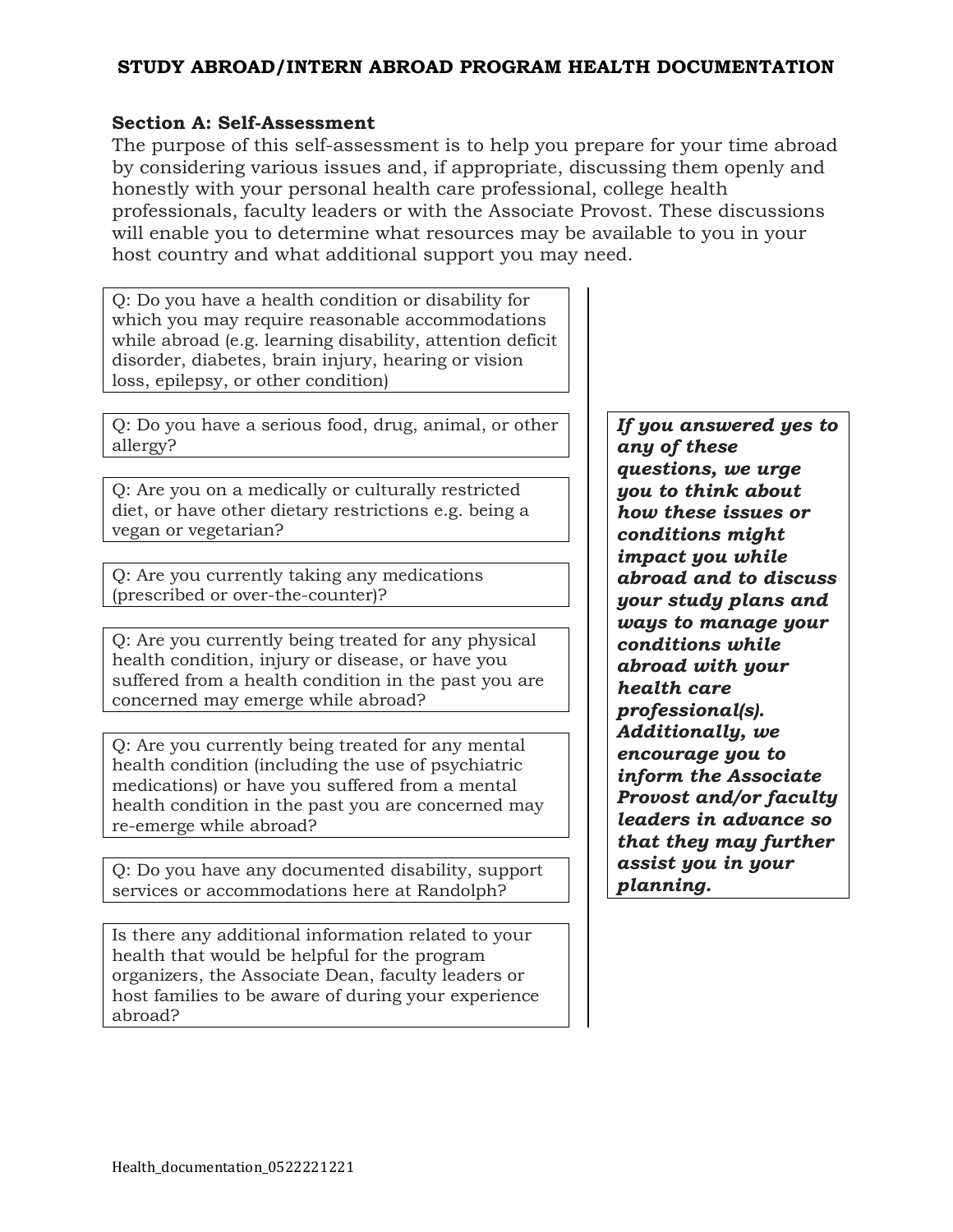# STUDY ABROAD/INTERN ABROAD PROGRAM HEALTH DOCUMENTATION

## Section A: Self-Assessment

The purpose of this self-assessment is to help you prepare for your time abroad by considering various issues and, if appropriate, discussing them openly and honestly with your personal health care professional, college health professionals, faculty leaders or with the Associate Provost. These discussions will enable you to determine what resources may be available to you in your host country and what additional support you may need.

Q: Do you have a health condition or disability for which you may require reasonable accommodations while abroad (e.g. learning disability, attention deficit disorder, diabetes, brain injury, hearing or vision loss, epilepsy, or other condition)

Q: Do you have a serious food, drug, animal, or other allergy?

Q: Are you on a medically or culturally restricted diet, or have other dietary restrictions e.g. being a vegan or vegetarian?

Q: Are you currently taking any medications (prescribed or over-the-counter)?

Q: Are you currently being treated for any physical health condition, injury or disease, or have you suffered from a health condition in the past you are concerned may emerge while abroad?

Q: Are you currently being treated for any mental health condition (including the use of psychiatric medications) or have you suffered from a mental health condition in the past you are concerned may re-emerge while abroad?

Q: Do you have any documented disability, support services or accommodations here at Randolph?

Is there any additional information related to your health that would be helpful for the program organizers, the Associate Dean, faculty leaders or host families to be aware of during your experience abroad?

***If you answered yes to any of these questions, we urge you to think about how these issues or conditions might impact you while abroad and to discuss your study plans and ways to manage your conditions while abroad with your health care professional(s). Additionally, we encourage you to inform the Associate Provost and/or faculty leaders in advance so that they may further assist you in your planning.***

Health_documentation_0522221221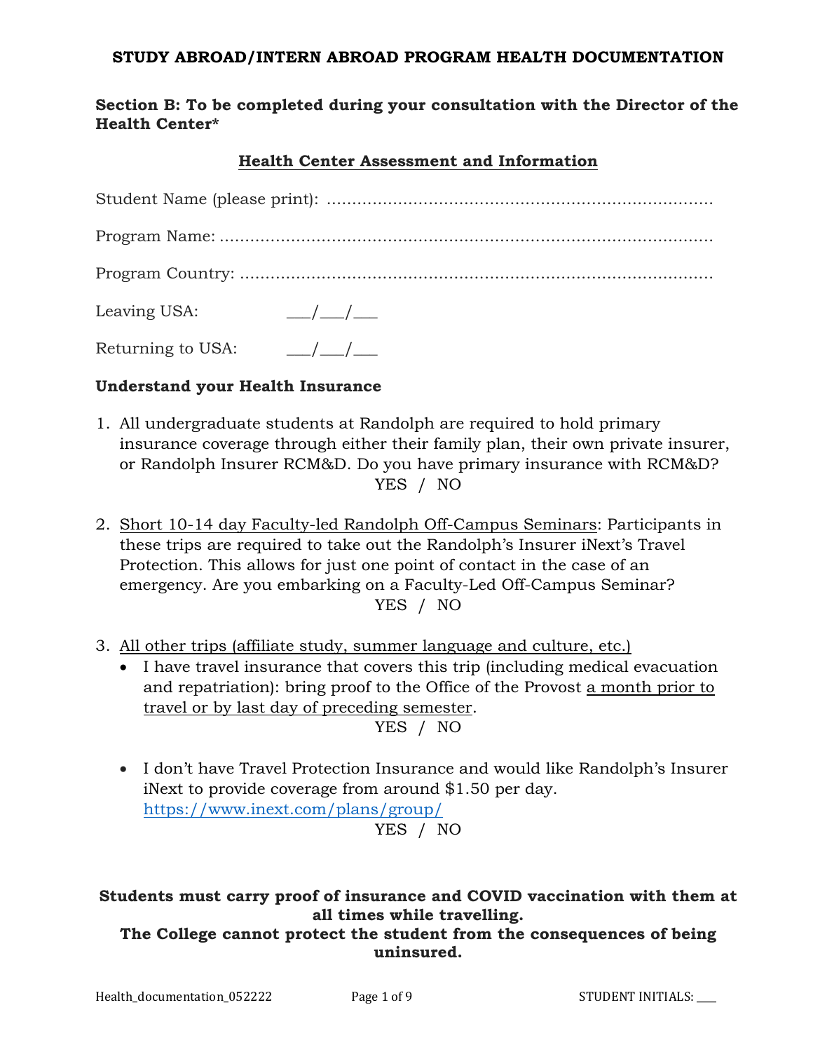**STUDY ABROAD/INTERN ABROAD PROGRAM HEALTH DOCUMENTATION**

**Section B: To be completed during your consultation with the Director of the Health Center***

**<u>Health Center Assessment and Information</u>**

Student Name (please print): ...........................................................................

Program Name: ...................................................................................................

Program Country: ..............................................................................................

Leaving USA: ___/___/___

Returning to USA: ___/___/___

**Understand your Health Insurance**

1. All undergraduate students at Randolph are required to hold primary insurance coverage through either their family plan, their own private insurer, or Randolph Insurer RCM&D. Do you have primary insurance with RCM&D?
   YES / NO

2. <u>Short 10-14 day Faculty-led Randolph Off-Campus Seminars</u>: Participants in these trips are required to take out the Randolph's Insurer iNext's Travel Protection. This allows for just one point of contact in the case of an emergency. Are you embarking on a Faculty-Led Off-Campus Seminar?
   YES / NO

3. <u>All other trips (affiliate study, summer language and culture, etc.)</u>
   - I have travel insurance that covers this trip (including medical evacuation and repatriation): bring proof to the Office of the Provost <u>a month prior to travel or by last day of preceding semester</u>.
     YES / NO
   - I don't have Travel Protection Insurance and would like Randolph's Insurer iNext to provide coverage from around $1.50 per day. https://www.inext.com/plans/group/
     YES / NO

**Students must carry proof of insurance and COVID vaccination with them at all times while travelling.**
**The College cannot protect the student from the consequences of being uninsured.**

Health_documentation_052222

STUDENT INITIALS: ____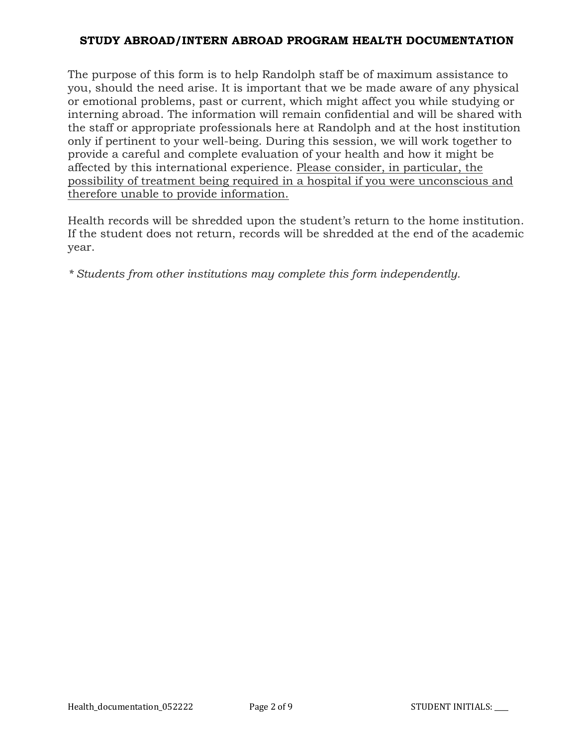## STUDY ABROAD/INTERN ABROAD PROGRAM HEALTH DOCUMENTATION

The purpose of this form is to help Randolph staff be of maximum assistance to you, should the need arise. It is important that we be made aware of any physical or emotional problems, past or current, which might affect you while studying or interning abroad. The information will remain confidential and will be shared with the staff or appropriate professionals here at Randolph and at the host institution only if pertinent to your well-being. During this session, we will work together to provide a careful and complete evaluation of your health and how it might be affected by this international experience. <u>Please consider, in particular, the possibility of treatment being required in a hospital if you were unconscious and therefore unable to provide information.</u>

Health records will be shredded upon the student's return to the home institution. If the student does not return, records will be shredded at the end of the academic year.

*\* Students from other institutions may complete this form independently.*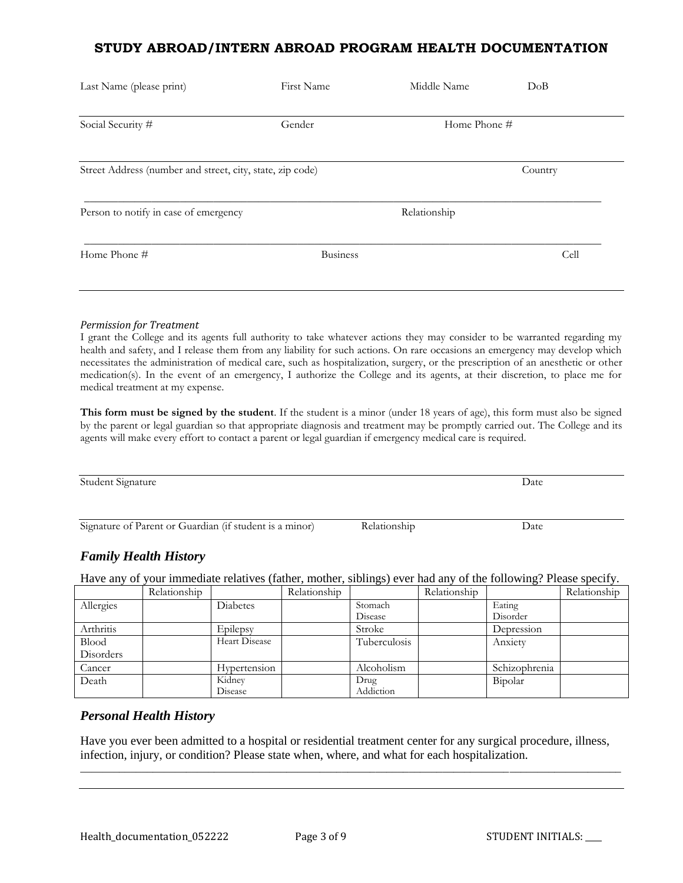# STUDY ABROAD/INTERN ABROAD PROGRAM HEALTH DOCUMENTATION

Last Name (please print) First Name Middle Name DoB

---

Social Security # Gender Home Phone #

---

Street Address (number and street, city, state, zip code) Country

---

Person to notify in case of emergency Relationship

---

Home Phone # Business Cell

---

*Permission for Treatment*

I grant the College and its agents full authority to take whatever actions they may consider to be warranted regarding my health and safety, and I release them from any liability for such actions. On rare occasions an emergency may develop which necessitates the administration of medical care, such as hospitalization, surgery, or the prescription of an anesthetic or other medication(s). In the event of an emergency, I authorize the College and its agents, at their discretion, to place me for medical treatment at my expense.

**This form must be signed by the student**. If the student is a minor (under 18 years of age), this form must also be signed by the parent or legal guardian so that appropriate diagnosis and treatment may be promptly carried out. The College and its agents will make every effort to contact a parent or legal guardian if emergency medical care is required.

---

Student Signature Date

---

Signature of Parent or Guardian (if student is a minor) Relationship Date

## *Family Health History*

Have any of your immediate relatives (father, mother, siblings) ever had any of the following? Please specify.

| | Relationship | | Relationship | | Relationship | | Relationship |
|---|---|---|---|---|---|---|---|
| Allergies | | Diabetes | | Stomach Disease | | Eating Disorder | |
| Arthritis | | Epilepsy | | Stroke | | Depression | |
| Blood Disorders | | Heart Disease | | Tuberculosis | | Anxiety | |
| Cancer | | Hypertension | | Alcoholism | | Schizophrenia | |
| Death | | Kidney Disease | | Drug Addiction | | Bipolar | |

## *Personal Health History*

Have you ever been admitted to a hospital or residential treatment center for any surgical procedure, illness, infection, injury, or condition? Please state when, where, and what for each hospitalization.

---

---

STUDENT INITIALS: ___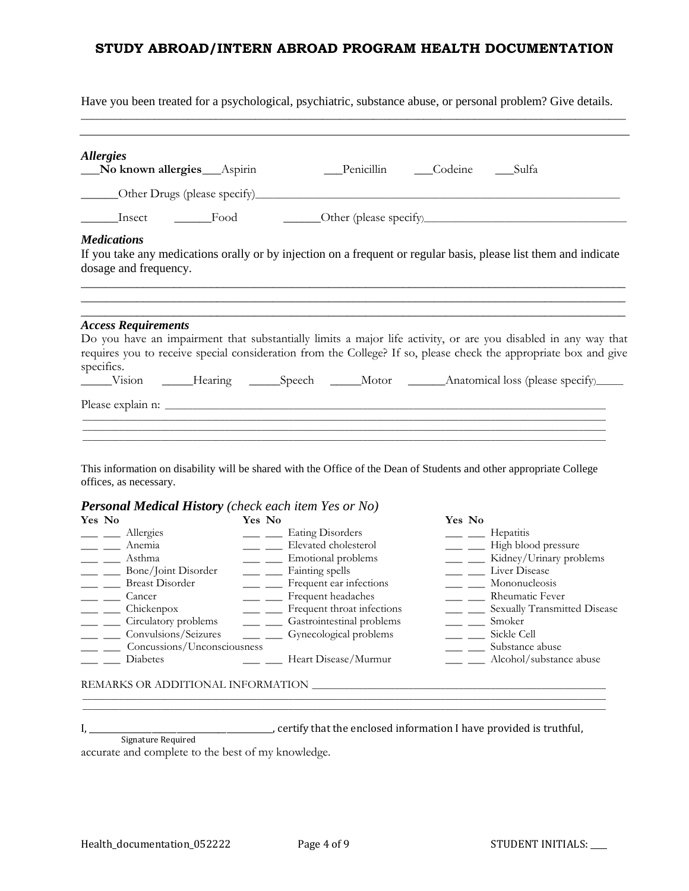# STUDY ABROAD/INTERN ABROAD PROGRAM HEALTH DOCUMENTATION

Have you been treated for a psychological, psychiatric, substance abuse, or personal problem? Give details.

________________________________________________________________________________________

________________________________________________________________________________________

### *Allergies*

___**No known allergies**___Aspirin ___Penicillin ___Codeine ___Sulfa

______Other Drugs (please specify)____________________________________________________________

______Insect ______Food ______Other (please specify)_________________________________

### *Medications*

If you take any medications orally or by injection on a frequent or regular basis, please list them and indicate dosage and frequency.

________________________________________________________________________________________

________________________________________________________________________________________

________________________________________________________________________________________

### *Access Requirements*

Do you have an impairment that substantially limits a major life activity, or are you disabled in any way that requires you to receive special consideration from the College? If so, please check the appropriate box and give specifics.

_____Vision _____Hearing _____Speech _____Motor ______Anatomical loss (please specify)_____

Please explain n: ___________________________________________________________________________

________________________________________________________________________________________

________________________________________________________________________________________

________________________________________________________________________________________

This information on disability will be shared with the Office of the Dean of Students and other appropriate College offices, as necessary.

### *Personal Medical History* *(check each item Yes or No)*

| Yes | No | | Yes | No | | Yes | No | |
|---|---|---|---|---|---|---|---|---|
| ___ | ___ | Allergies | ___ | ___ | Eating Disorders | ___ | ___ | Hepatitis |
| ___ | ___ | Anemia | ___ | ___ | Elevated cholesterol | ___ | ___ | High blood pressure |
| ___ | ___ | Asthma | ___ | ___ | Emotional problems | ___ | ___ | Kidney/Urinary problems |
| ___ | ___ | Bone/Joint Disorder | ___ | ___ | Fainting spells | ___ | ___ | Liver Disease |
| ___ | ___ | Breast Disorder | ___ | ___ | Frequent ear infections | ___ | ___ | Mononucleosis |
| ___ | ___ | Cancer | ___ | ___ | Frequent headaches | ___ | ___ | Rheumatic Fever |
| ___ | ___ | Chickenpox | ___ | ___ | Frequent throat infections | ___ | ___ | Sexually Transmitted Disease |
| ___ | ___ | Circulatory problems | ___ | ___ | Gastrointestinal problems | ___ | ___ | Smoker |
| ___ | ___ | Convulsions/Seizures | ___ | ___ | Gynecological problems | ___ | ___ | Sickle Cell |
| ___ | ___ | Concussions/Unconsciousness | | | | ___ | ___ | Substance abuse |
| ___ | ___ | Diabetes | ___ | ___ | Heart Disease/Murmur | ___ | ___ | Alcohol/substance abuse |

REMARKS OR ADDITIONAL INFORMATION ______________________________________________________

________________________________________________________________________________________

________________________________________________________________________________________

I, ____________________________________, certify that the enclosed information I have provided is truthful,
Signature Required
accurate and complete to the best of my knowledge.

STUDENT INITIALS: ___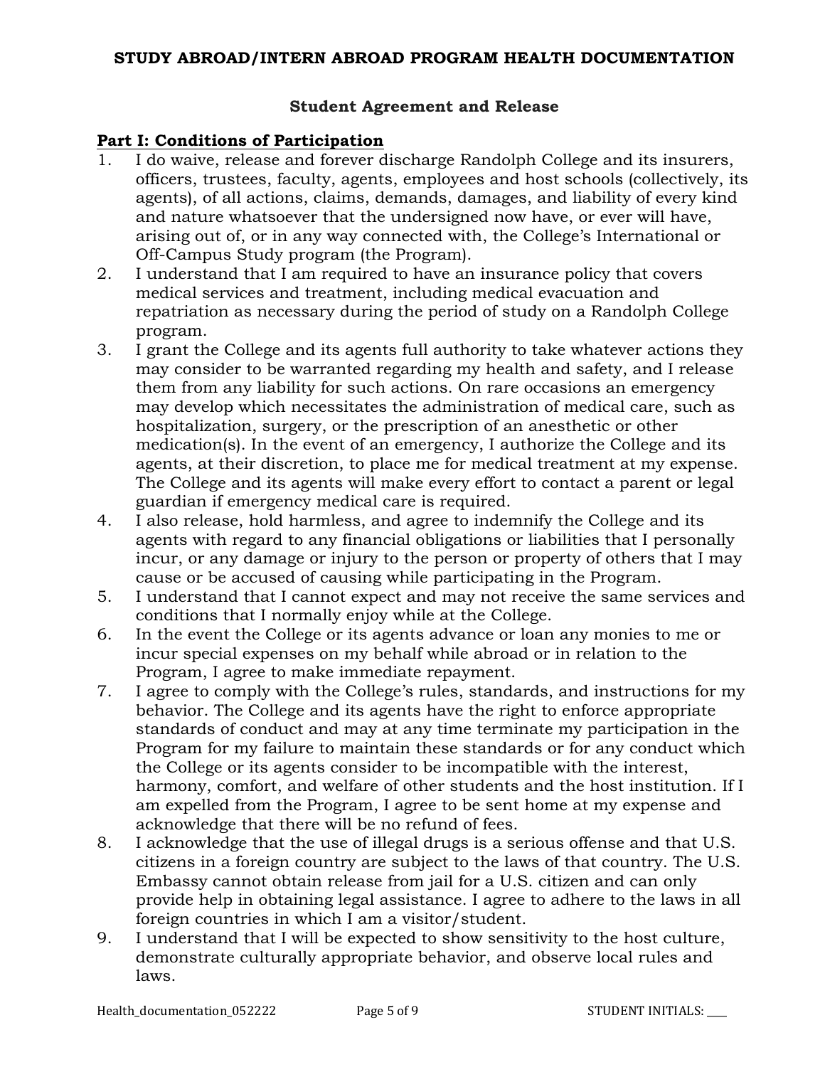# STUDY ABROAD/INTERN ABROAD PROGRAM HEALTH DOCUMENTATION

## Student Agreement and Release

### Part I: Conditions of Participation

1. I do waive, release and forever discharge Randolph College and its insurers, officers, trustees, faculty, agents, employees and host schools (collectively, its agents), of all actions, claims, demands, damages, and liability of every kind and nature whatsoever that the undersigned now have, or ever will have, arising out of, or in any way connected with, the College's International or Off-Campus Study program (the Program).
2. I understand that I am required to have an insurance policy that covers medical services and treatment, including medical evacuation and repatriation as necessary during the period of study on a Randolph College program.
3. I grant the College and its agents full authority to take whatever actions they may consider to be warranted regarding my health and safety, and I release them from any liability for such actions. On rare occasions an emergency may develop which necessitates the administration of medical care, such as hospitalization, surgery, or the prescription of an anesthetic or other medication(s). In the event of an emergency, I authorize the College and its agents, at their discretion, to place me for medical treatment at my expense. The College and its agents will make every effort to contact a parent or legal guardian if emergency medical care is required.
4. I also release, hold harmless, and agree to indemnify the College and its agents with regard to any financial obligations or liabilities that I personally incur, or any damage or injury to the person or property of others that I may cause or be accused of causing while participating in the Program.
5. I understand that I cannot expect and may not receive the same services and conditions that I normally enjoy while at the College.
6. In the event the College or its agents advance or loan any monies to me or incur special expenses on my behalf while abroad or in relation to the Program, I agree to make immediate repayment.
7. I agree to comply with the College's rules, standards, and instructions for my behavior. The College and its agents have the right to enforce appropriate standards of conduct and may at any time terminate my participation in the Program for my failure to maintain these standards or for any conduct which the College or its agents consider to be incompatible with the interest, harmony, comfort, and welfare of other students and the host institution. If I am expelled from the Program, I agree to be sent home at my expense and acknowledge that there will be no refund of fees.
8. I acknowledge that the use of illegal drugs is a serious offense and that U.S. citizens in a foreign country are subject to the laws of that country. The U.S. Embassy cannot obtain release from jail for a U.S. citizen and can only provide help in obtaining legal assistance. I agree to adhere to the laws in all foreign countries in which I am a visitor/student.
9. I understand that I will be expected to show sensitivity to the host culture, demonstrate culturally appropriate behavior, and observe local rules and laws.

STUDENT INITIALS: ____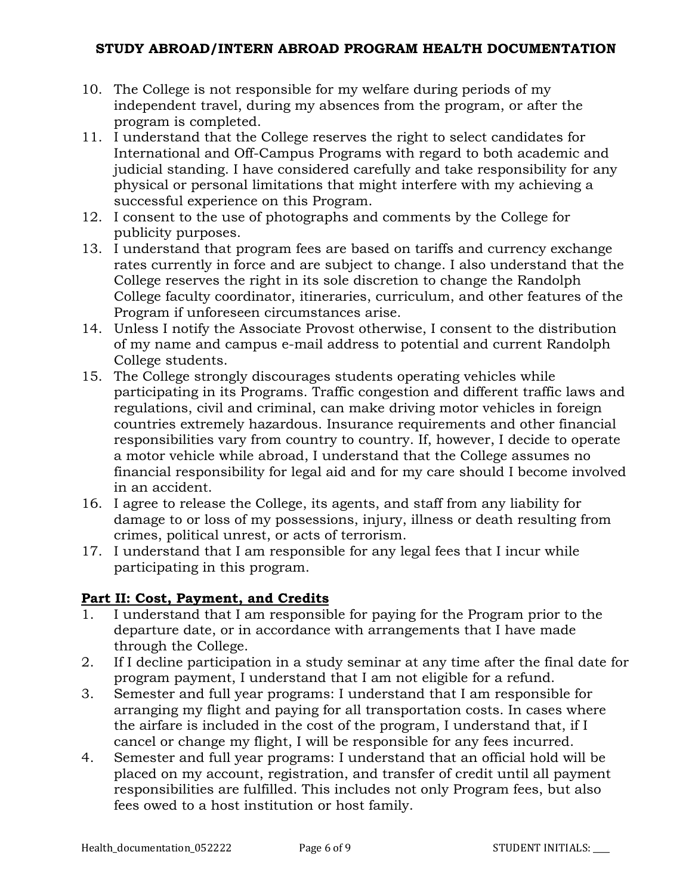10. The College is not responsible for my welfare during periods of my independent travel, during my absences from the program, or after the program is completed.
11. I understand that the College reserves the right to select candidates for International and Off-Campus Programs with regard to both academic and judicial standing. I have considered carefully and take responsibility for any physical or personal limitations that might interfere with my achieving a successful experience on this Program.
12. I consent to the use of photographs and comments by the College for publicity purposes.
13. I understand that program fees are based on tariffs and currency exchange rates currently in force and are subject to change. I also understand that the College reserves the right in its sole discretion to change the Randolph College faculty coordinator, itineraries, curriculum, and other features of the Program if unforeseen circumstances arise.
14. Unless I notify the Associate Provost otherwise, I consent to the distribution of my name and campus e-mail address to potential and current Randolph College students.
15. The College strongly discourages students operating vehicles while participating in its Programs. Traffic congestion and different traffic laws and regulations, civil and criminal, can make driving motor vehicles in foreign countries extremely hazardous. Insurance requirements and other financial responsibilities vary from country to country. If, however, I decide to operate a motor vehicle while abroad, I understand that the College assumes no financial responsibility for legal aid and for my care should I become involved in an accident.
16. I agree to release the College, its agents, and staff from any liability for damage to or loss of my possessions, injury, illness or death resulting from crimes, political unrest, or acts of terrorism.
17. I understand that I am responsible for any legal fees that I incur while participating in this program.

**Part II: Cost, Payment, and Credits**

1. I understand that I am responsible for paying for the Program prior to the departure date, or in accordance with arrangements that I have made through the College.
2. If I decline participation in a study seminar at any time after the final date for program payment, I understand that I am not eligible for a refund.
3. Semester and full year programs: I understand that I am responsible for arranging my flight and paying for all transportation costs. In cases where the airfare is included in the cost of the program, I understand that, if I cancel or change my flight, I will be responsible for any fees incurred.
4. Semester and full year programs: I understand that an official hold will be placed on my account, registration, and transfer of credit until all payment responsibilities are fulfilled. This includes not only Program fees, but also fees owed to a host institution or host family.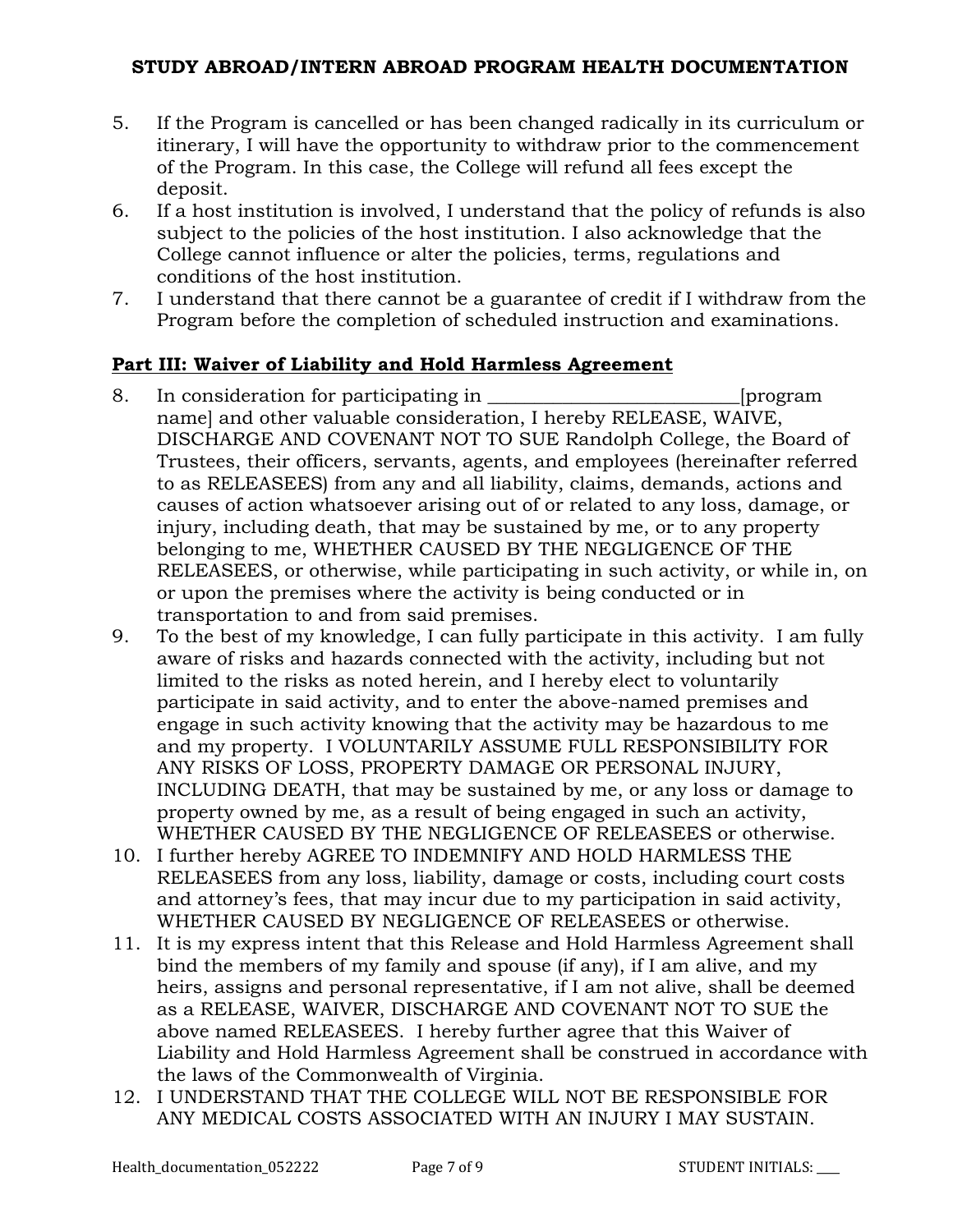5. If the Program is cancelled or has been changed radically in its curriculum or itinerary, I will have the opportunity to withdraw prior to the commencement of the Program. In this case, the College will refund all fees except the deposit.
6. If a host institution is involved, I understand that the policy of refunds is also subject to the policies of the host institution. I also acknowledge that the College cannot influence or alter the policies, terms, regulations and conditions of the host institution.
7. I understand that there cannot be a guarantee of credit if I withdraw from the Program before the completion of scheduled instruction and examinations.

## Part III: Waiver of Liability and Hold Harmless Agreement

8. In consideration for participating in ___________________________[program name] and other valuable consideration, I hereby RELEASE, WAIVE, DISCHARGE AND COVENANT NOT TO SUE Randolph College, the Board of Trustees, their officers, servants, agents, and employees (hereinafter referred to as RELEASEES) from any and all liability, claims, demands, actions and causes of action whatsoever arising out of or related to any loss, damage, or injury, including death, that may be sustained by me, or to any property belonging to me, WHETHER CAUSED BY THE NEGLIGENCE OF THE RELEASEES, or otherwise, while participating in such activity, or while in, on or upon the premises where the activity is being conducted or in transportation to and from said premises.
9. To the best of my knowledge, I can fully participate in this activity. I am fully aware of risks and hazards connected with the activity, including but not limited to the risks as noted herein, and I hereby elect to voluntarily participate in said activity, and to enter the above-named premises and engage in such activity knowing that the activity may be hazardous to me and my property. I VOLUNTARILY ASSUME FULL RESPONSIBILITY FOR ANY RISKS OF LOSS, PROPERTY DAMAGE OR PERSONAL INJURY, INCLUDING DEATH, that may be sustained by me, or any loss or damage to property owned by me, as a result of being engaged in such an activity, WHETHER CAUSED BY THE NEGLIGENCE OF RELEASEES or otherwise.
10. I further hereby AGREE TO INDEMNIFY AND HOLD HARMLESS THE RELEASEES from any loss, liability, damage or costs, including court costs and attorney's fees, that may incur due to my participation in said activity, WHETHER CAUSED BY NEGLIGENCE OF RELEASEES or otherwise.
11. It is my express intent that this Release and Hold Harmless Agreement shall bind the members of my family and spouse (if any), if I am alive, and my heirs, assigns and personal representative, if I am not alive, shall be deemed as a RELEASE, WAIVER, DISCHARGE AND COVENANT NOT TO SUE the above named RELEASEES. I hereby further agree that this Waiver of Liability and Hold Harmless Agreement shall be construed in accordance with the laws of the Commonwealth of Virginia.
12. I UNDERSTAND THAT THE COLLEGE WILL NOT BE RESPONSIBLE FOR ANY MEDICAL COSTS ASSOCIATED WITH AN INJURY I MAY SUSTAIN.

STUDENT INITIALS: ____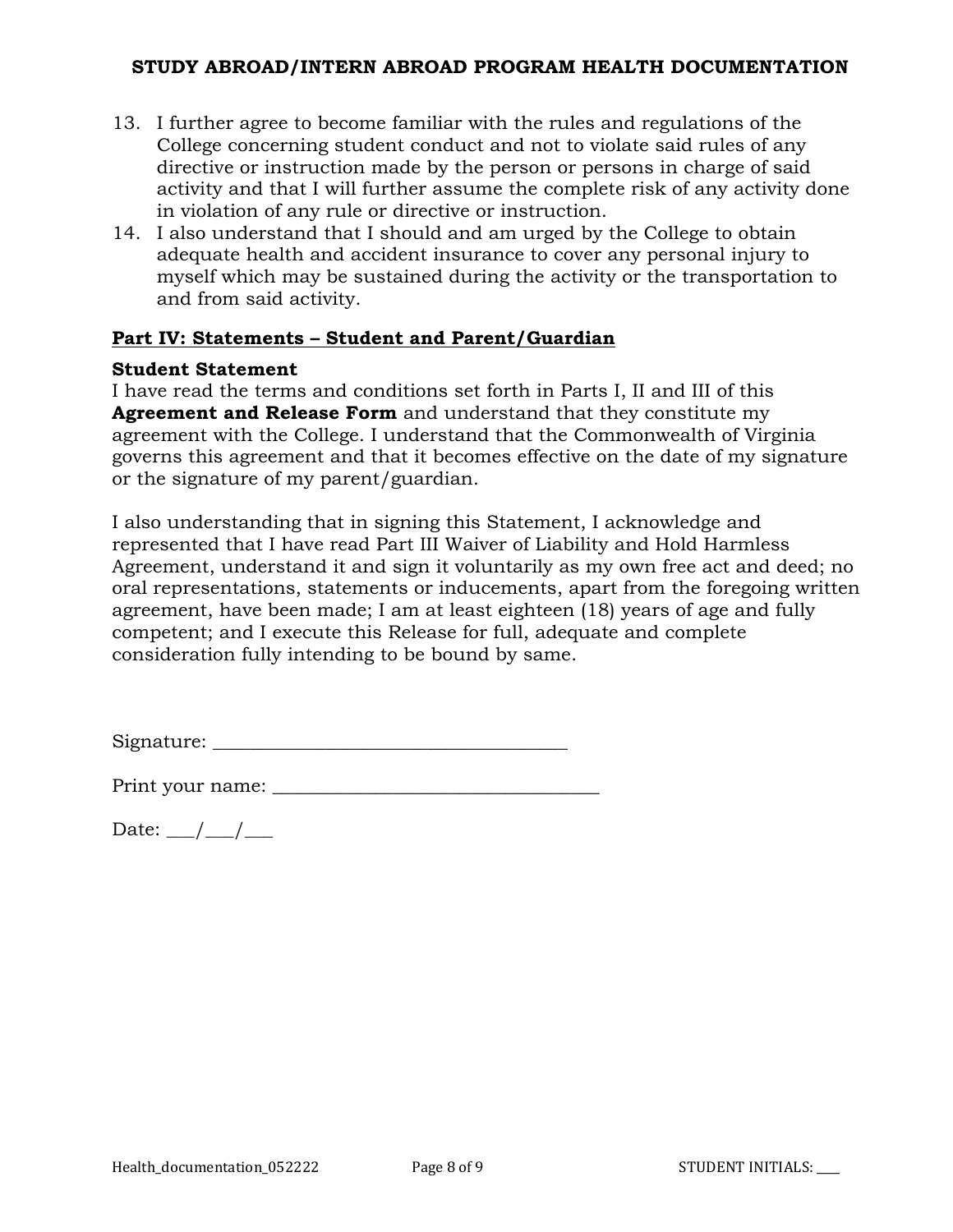13. I further agree to become familiar with the rules and regulations of the College concerning student conduct and not to violate said rules of any directive or instruction made by the person or persons in charge of said activity and that I will further assume the complete risk of any activity done in violation of any rule or directive or instruction.
14. I also understand that I should and am urged by the College to obtain adequate health and accident insurance to cover any personal injury to myself which may be sustained during the activity or the transportation to and from said activity.

## Part IV: Statements – Student and Parent/Guardian

### Student Statement

I have read the terms and conditions set forth in Parts I, II and III of this **Agreement and Release Form** and understand that they constitute my agreement with the College. I understand that the Commonwealth of Virginia governs this agreement and that it becomes effective on the date of my signature or the signature of my parent/guardian.

I also understanding that in signing this Statement, I acknowledge and represented that I have read Part III Waiver of Liability and Hold Harmless Agreement, understand it and sign it voluntarily as my own free act and deed; no oral representations, statements or inducements, apart from the foregoing written agreement, have been made; I am at least eighteen (18) years of age and fully competent; and I execute this Release for full, adequate and complete consideration fully intending to be bound by same.

Signature: ____________________________________

Print your name: __________________________________

Date: ___/___/___

STUDENT INITIALS: ____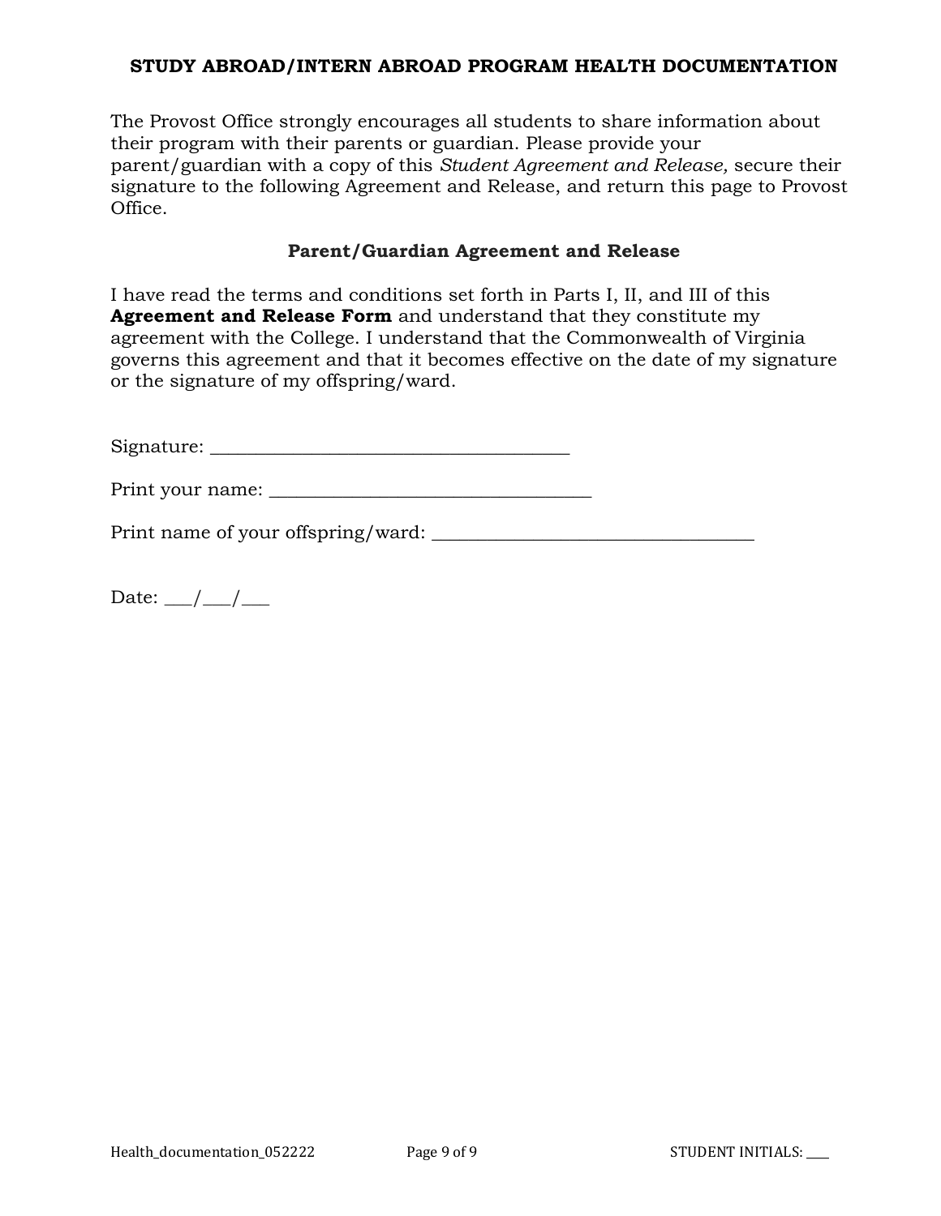**STUDY ABROAD/INTERN ABROAD PROGRAM HEALTH DOCUMENTATION**

The Provost Office strongly encourages all students to share information about their program with their parents or guardian. Please provide your parent/guardian with a copy of this *Student Agreement and Release,* secure their signature to the following Agreement and Release, and return this page to Provost Office.

**Parent/Guardian Agreement and Release**

I have read the terms and conditions set forth in Parts I, II, and III of this **Agreement and Release Form** and understand that they constitute my agreement with the College. I understand that the Commonwealth of Virginia governs this agreement and that it becomes effective on the date of my signature or the signature of my offspring/ward.

Signature: ______________________________________

Print your name: __________________________________

Print name of your offspring/ward: __________________________________

Date: ___/___/___

STUDENT INITIALS: ____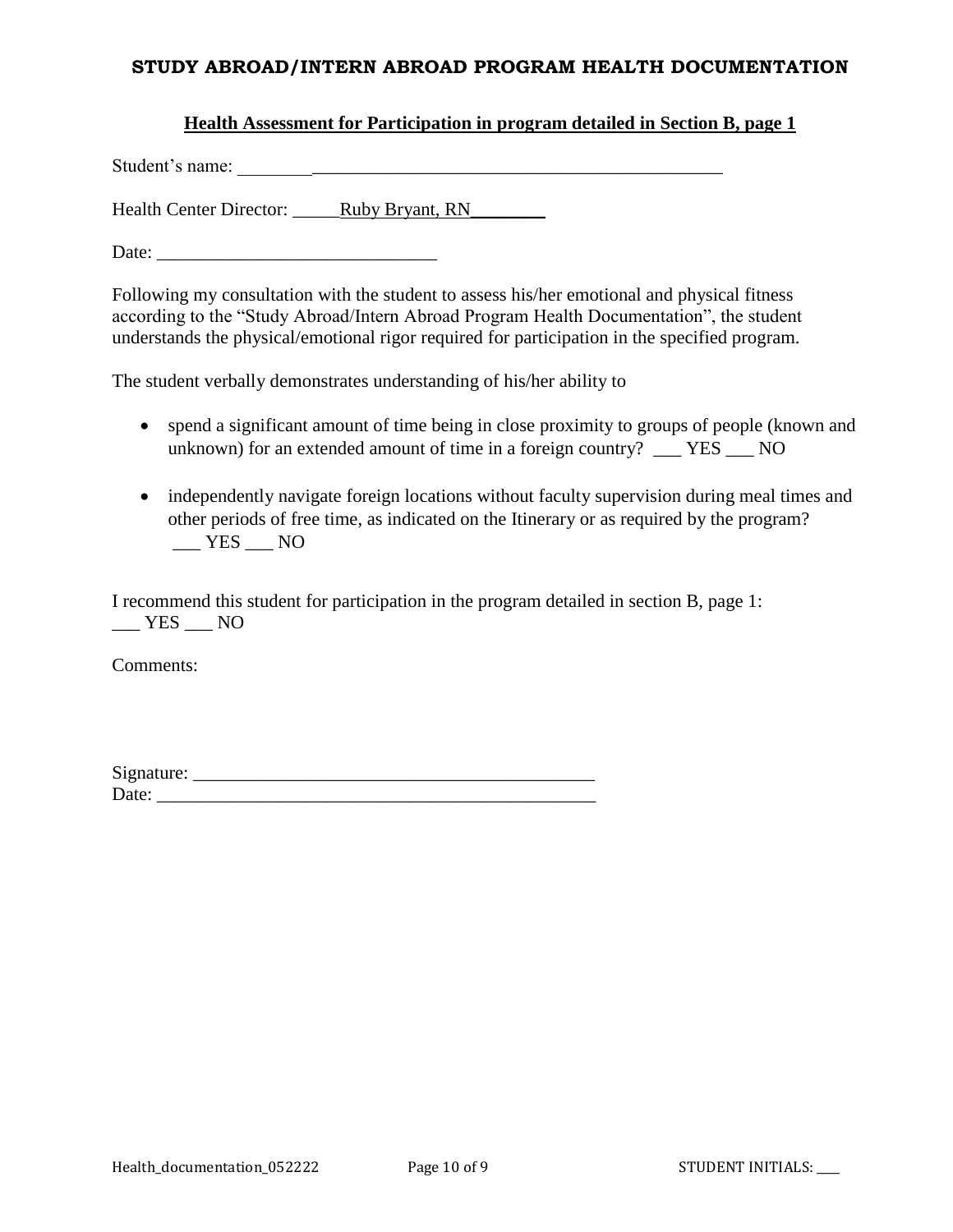## STUDY ABROAD/INTERN ABROAD PROGRAM HEALTH DOCUMENTATION

**Health Assessment for Participation in program detailed in Section B, page 1**

Student's name: ________________________________________________________

Health Center Director: _____Ruby Bryant, RN________

Date: ______________________________

Following my consultation with the student to assess his/her emotional and physical fitness according to the "Study Abroad/Intern Abroad Program Health Documentation", the student understands the physical/emotional rigor required for participation in the specified program.

The student verbally demonstrates understanding of his/her ability to

- spend a significant amount of time being in close proximity to groups of people (known and unknown) for an extended amount of time in a foreign country? ___ YES ___ NO
- independently navigate foreign locations without faculty supervision during meal times and other periods of free time, as indicated on the Itinerary or as required by the program? ___ YES ___ NO

I recommend this student for participation in the program detailed in section B, page 1: ___ YES ___ NO

Comments:

Signature: ____________________________________________

Date: ________________________________________________

STUDENT INITIALS: ___